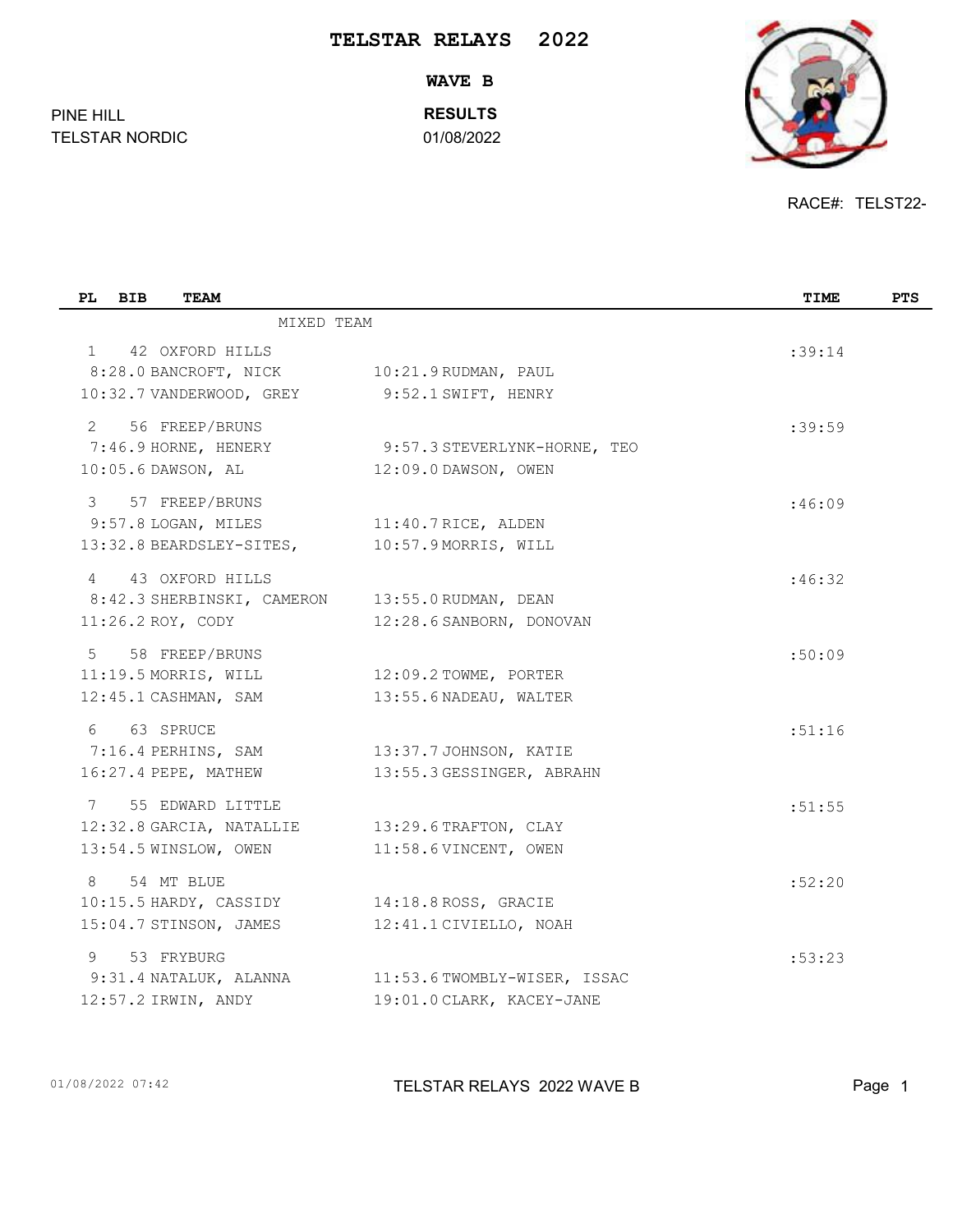# TELSTAR RELAYS 2022

## WAVE B

PINE HILL
TELSTAR NORDIC

**RESULTS**
01/08/2022

RACE#: TELST22-

| PL | BIB | TEAM | TIME | PTS |
|---|---|---|---|---|
| | | MIXED TEAM | | |
| 1 | 42 | OXFORD HILLS | :39:14 | |
| | | 8:28.0 BANCROFT, NICK — 10:21.9 RUDMAN, PAUL | | |
| | | 10:32.7 VANDERWOOD, GREY — 9:52.1 SWIFT, HENRY | | |
| 2 | 56 | FREEP/BRUNS | :39:59 | |
| | | 7:46.9 HORNE, HENERY — 9:57.3 STEVERLYNK-HORNE, TEO | | |
| | | 10:05.6 DAWSON, AL — 12:09.0 DAWSON, OWEN | | |
| 3 | 57 | FREEP/BRUNS | :46:09 | |
| | | 9:57.8 LOGAN, MILES — 11:40.7 RICE, ALDEN | | |
| | | 13:32.8 BEARDSLEY-SITES, — 10:57.9 MORRIS, WILL | | |
| 4 | 43 | OXFORD HILLS | :46:32 | |
| | | 8:42.3 SHERBINSKI, CAMERON — 13:55.0 RUDMAN, DEAN | | |
| | | 11:26.2 ROY, CODY — 12:28.6 SANBORN, DONOVAN | | |
| 5 | 58 | FREEP/BRUNS | :50:09 | |
| | | 11:19.5 MORRIS, WILL — 12:09.2 TOWME, PORTER | | |
| | | 12:45.1 CASHMAN, SAM — 13:55.6 NADEAU, WALTER | | |
| 6 | 63 | SPRUCE | :51:16 | |
| | | 7:16.4 PERHINS, SAM — 13:37.7 JOHNSON, KATIE | | |
| | | 16:27.4 PEPE, MATHEW — 13:55.3 GESSINGER, ABRAHN | | |
| 7 | 55 | EDWARD LITTLE | :51:55 | |
| | | 12:32.8 GARCIA, NATALLIE — 13:29.6 TRAFTON, CLAY | | |
| | | 13:54.5 WINSLOW, OWEN — 11:58.6 VINCENT, OWEN | | |
| 8 | 54 | MT BLUE | :52:20 | |
| | | 10:15.5 HARDY, CASSIDY — 14:18.8 ROSS, GRACIE | | |
| | | 15:04.7 STINSON, JAMES — 12:41.1 CIVIELLO, NOAH | | |
| 9 | 53 | FRYBURG | :53:23 | |
| | | 9:31.4 NATALUK, ALANNA — 11:53.6 TWOMBLY-WISER, ISSAC | | |
| | | 12:57.2 IRWIN, ANDY — 19:01.0 CLARK, KACEY-JANE | | |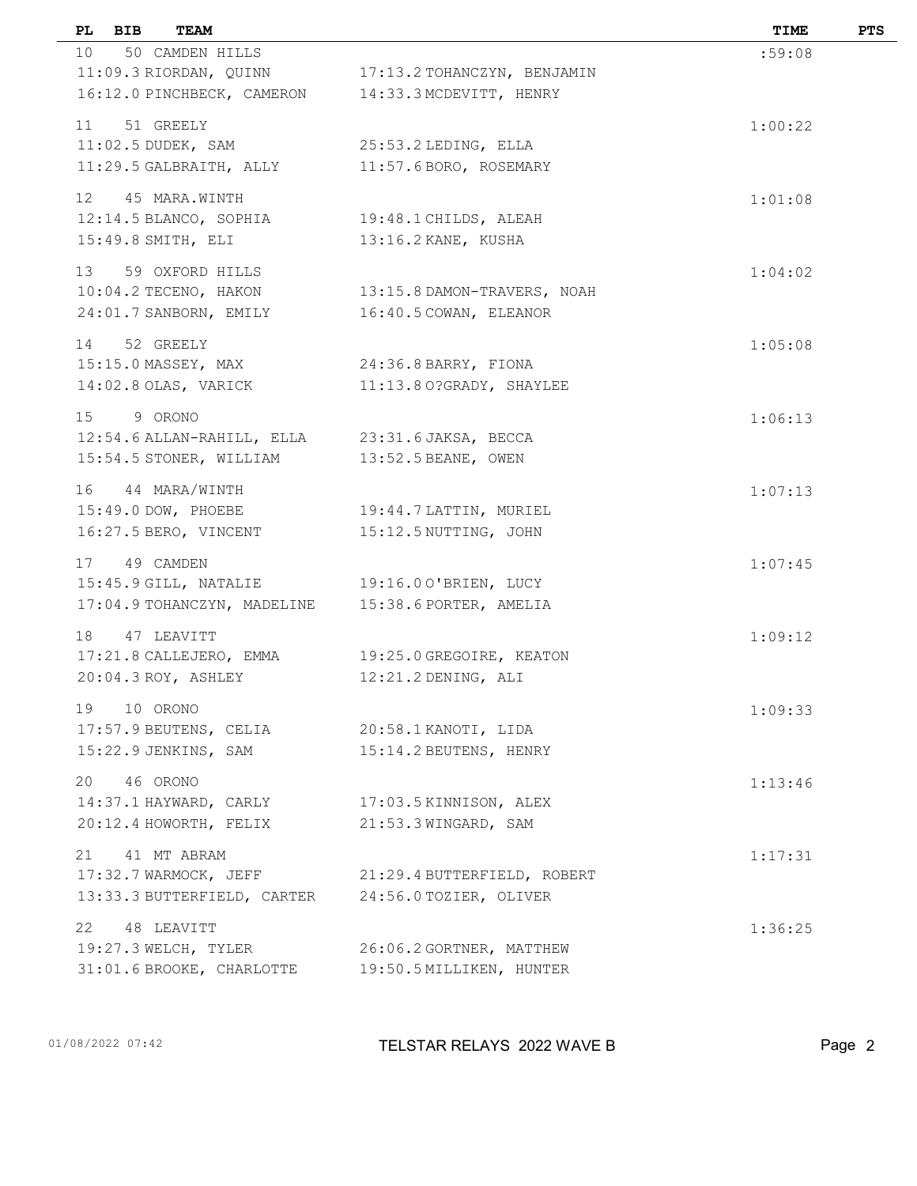| PL | BIB | TEAM | | TIME | PTS |
|---|---|---|---|---|---|
| 10 | 50 | CAMDEN HILLS | | :59:08 | |
| | | 11:09.3 RIORDAN, QUINN | 17:13.2 TOHANCZYN, BENJAMIN | | |
| | | 16:12.0 PINCHBECK, CAMERON | 14:33.3 MCDEVITT, HENRY | | |
| 11 | 51 | GREELY | | 1:00:22 | |
| | | 11:02.5 DUDEK, SAM | 25:53.2 LEDING, ELLA | | |
| | | 11:29.5 GALBRAITH, ALLY | 11:57.6 BORO, ROSEMARY | | |
| 12 | 45 | MARA.WINTH | | 1:01:08 | |
| | | 12:14.5 BLANCO, SOPHIA | 19:48.1 CHILDS, ALEAH | | |
| | | 15:49.8 SMITH, ELI | 13:16.2 KANE, KUSHA | | |
| 13 | 59 | OXFORD HILLS | | 1:04:02 | |
| | | 10:04.2 TECENO, HAKON | 13:15.8 DAMON-TRAVERS, NOAH | | |
| | | 24:01.7 SANBORN, EMILY | 16:40.5 COWAN, ELEANOR | | |
| 14 | 52 | GREELY | | 1:05:08 | |
| | | 15:15.0 MASSEY, MAX | 24:36.8 BARRY, FIONA | | |
| | | 14:02.8 OLAS, VARICK | 11:13.8 O?GRADY, SHAYLEE | | |
| 15 | 9 | ORONO | | 1:06:13 | |
| | | 12:54.6 ALLAN-RAHILL, ELLA | 23:31.6 JAKSA, BECCA | | |
| | | 15:54.5 STONER, WILLIAM | 13:52.5 BEANE, OWEN | | |
| 16 | 44 | MARA/WINTH | | 1:07:13 | |
| | | 15:49.0 DOW, PHOEBE | 19:44.7 LATTIN, MURIEL | | |
| | | 16:27.5 BERO, VINCENT | 15:12.5 NUTTING, JOHN | | |
| 17 | 49 | CAMDEN | | 1:07:45 | |
| | | 15:45.9 GILL, NATALIE | 19:16.0 O'BRIEN, LUCY | | |
| | | 17:04.9 TOHANCZYN, MADELINE | 15:38.6 PORTER, AMELIA | | |
| 18 | 47 | LEAVITT | | 1:09:12 | |
| | | 17:21.8 CALLEJERO, EMMA | 19:25.0 GREGOIRE, KEATON | | |
| | | 20:04.3 ROY, ASHLEY | 12:21.2 DENING, ALI | | |
| 19 | 10 | ORONO | | 1:09:33 | |
| | | 17:57.9 BEUTENS, CELIA | 20:58.1 KANOTI, LIDA | | |
| | | 15:22.9 JENKINS, SAM | 15:14.2 BEUTENS, HENRY | | |
| 20 | 46 | ORONO | | 1:13:46 | |
| | | 14:37.1 HAYWARD, CARLY | 17:03.5 KINNISON, ALEX | | |
| | | 20:12.4 HOWORTH, FELIX | 21:53.3 WINGARD, SAM | | |
| 21 | 41 | MT ABRAM | | 1:17:31 | |
| | | 17:32.7 WARMOCK, JEFF | 21:29.4 BUTTERFIELD, ROBERT | | |
| | | 13:33.3 BUTTERFIELD, CARTER | 24:56.0 TOZIER, OLIVER | | |
| 22 | 48 | LEAVITT | | 1:36:25 | |
| | | 19:27.3 WELCH, TYLER | 26:06.2 GORTNER, MATTHEW | | |
| | | 31:01.6 BROOKE, CHARLOTTE | 19:50.5 MILLIKEN, HUNTER | | |

01/08/2022 07:42 TELSTAR RELAYS 2022 WAVE B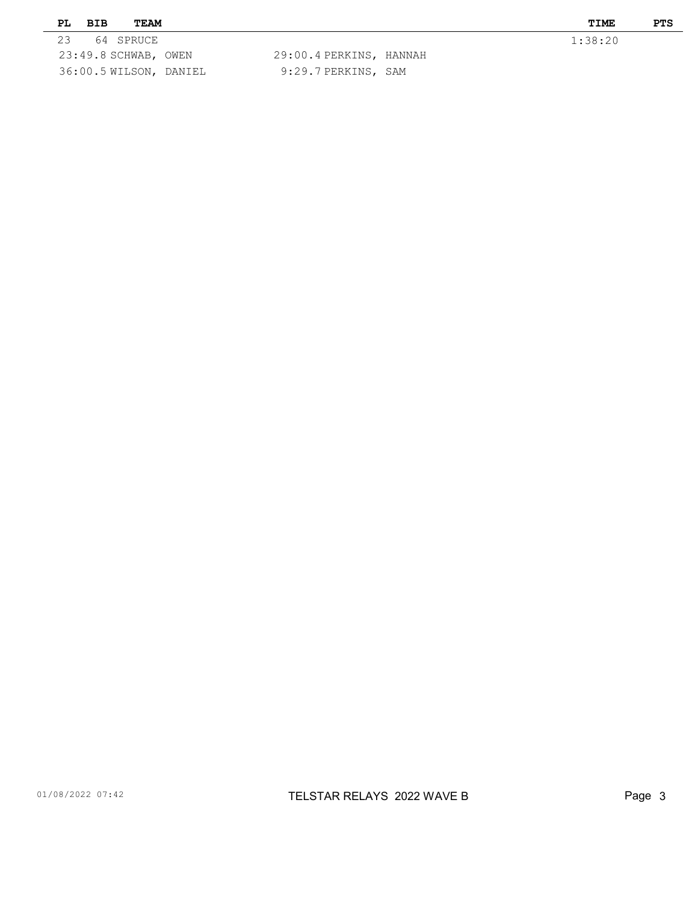| PL | BIB | TEAM | | TIME | PTS |
| --- | --- | --- | --- | --- | --- |
| 23 | 64 | SPRUCE | | 1:38:20 | |
| | | 23:49.8 SCHWAB, OWEN | 29:00.4 PERKINS, HANNAH | | |
| | | 36:00.5 WILSON, DANIEL | 9:29.7 PERKINS, SAM | | |